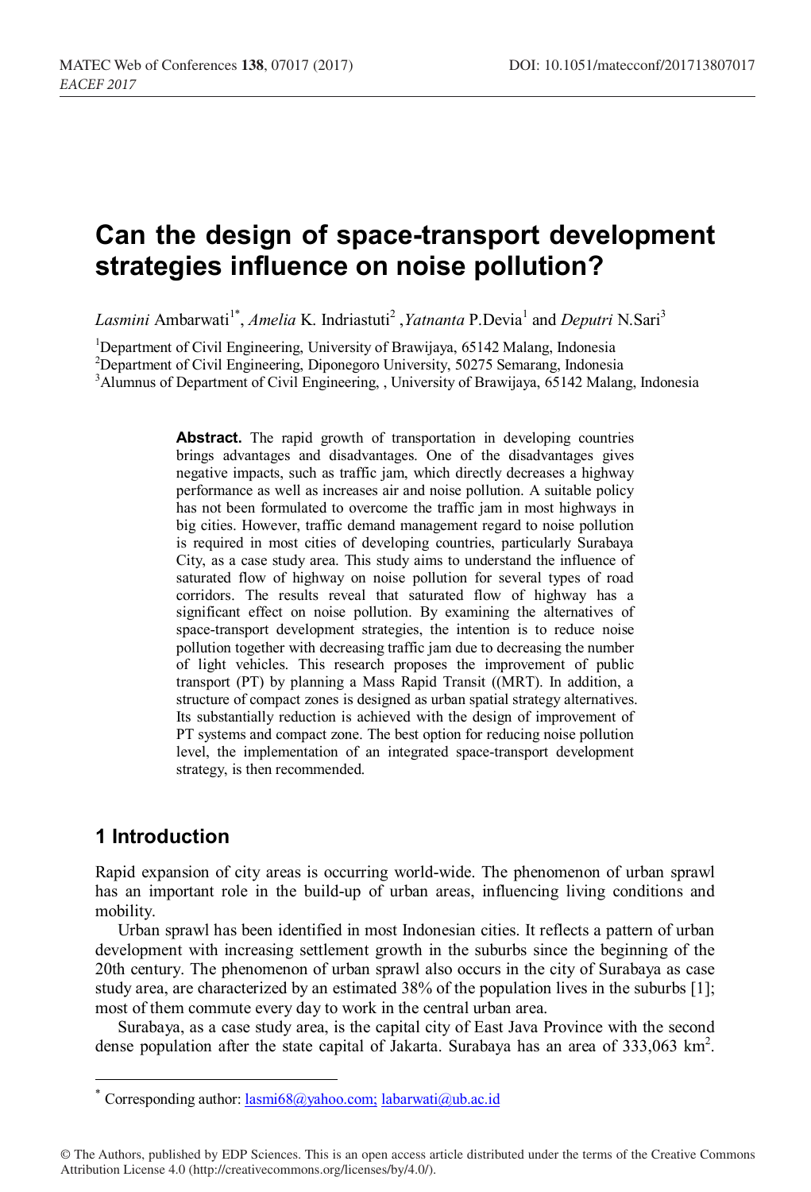# Can the design of space-transport development strategies influence on noise pollution?

*Lasmini* Ambarwati[1*], *Amelia* K. Indriastuti[2] ,*Yatnanta* P.Devia[1] and *Deputri* N.Sari[3]

[1]Department of Civil Engineering, University of Brawijaya, 65142 Malang, Indonesia
[2]Department of Civil Engineering, Diponegoro University, 50275 Semarang, Indonesia
[3]Alumnus of Department of Civil Engineering, , University of Brawijaya, 65142 Malang, Indonesia

**Abstract.** The rapid growth of transportation in developing countries brings advantages and disadvantages. One of the disadvantages gives negative impacts, such as traffic jam, which directly decreases a highway performance as well as increases air and noise pollution. A suitable policy has not been formulated to overcome the traffic jam in most highways in big cities. However, traffic demand management regard to noise pollution is required in most cities of developing countries, particularly Surabaya City, as a case study area. This study aims to understand the influence of saturated flow of highway on noise pollution for several types of road corridors. The results reveal that saturated flow of highway has a significant effect on noise pollution. By examining the alternatives of space-transport development strategies, the intention is to reduce noise pollution together with decreasing traffic jam due to decreasing the number of light vehicles. This research proposes the improvement of public transport (PT) by planning a Mass Rapid Transit ((MRT). In addition, a structure of compact zones is designed as urban spatial strategy alternatives. Its substantially reduction is achieved with the design of improvement of PT systems and compact zone. The best option for reducing noise pollution level, the implementation of an integrated space-transport development strategy, is then recommended.

## 1 Introduction

Rapid expansion of city areas is occurring world-wide. The phenomenon of urban sprawl has an important role in the build-up of urban areas, influencing living conditions and mobility.

Urban sprawl has been identified in most Indonesian cities. It reflects a pattern of urban development with increasing settlement growth in the suburbs since the beginning of the 20th century. The phenomenon of urban sprawl also occurs in the city of Surabaya as case study area, are characterized by an estimated 38% of the population lives in the suburbs [1]; most of them commute every day to work in the central urban area.

Surabaya, as a case study area, is the capital city of East Java Province with the second dense population after the state capital of Jakarta. Surabaya has an area of 333,063 km$^2$.

* Corresponding author: lasmi68@yahoo.com; labarwati@ub.ac.id

© The Authors, published by EDP Sciences. This is an open access article distributed under the terms of the Creative Commons Attribution License 4.0 (http://creativecommons.org/licenses/by/4.0/).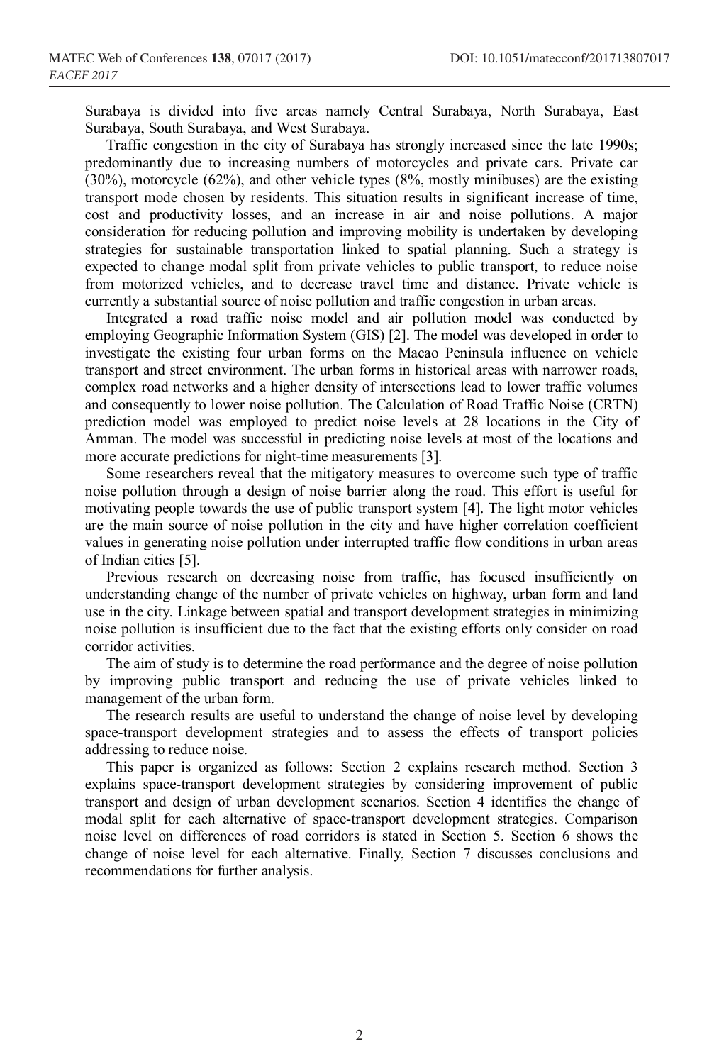Surabaya is divided into five areas namely Central Surabaya, North Surabaya, East Surabaya, South Surabaya, and West Surabaya.

Traffic congestion in the city of Surabaya has strongly increased since the late 1990s; predominantly due to increasing numbers of motorcycles and private cars. Private car (30%), motorcycle (62%), and other vehicle types (8%, mostly minibuses) are the existing transport mode chosen by residents. This situation results in significant increase of time, cost and productivity losses, and an increase in air and noise pollutions. A major consideration for reducing pollution and improving mobility is undertaken by developing strategies for sustainable transportation linked to spatial planning. Such a strategy is expected to change modal split from private vehicles to public transport, to reduce noise from motorized vehicles, and to decrease travel time and distance. Private vehicle is currently a substantial source of noise pollution and traffic congestion in urban areas.

Integrated a road traffic noise model and air pollution model was conducted by employing Geographic Information System (GIS) [2]. The model was developed in order to investigate the existing four urban forms on the Macao Peninsula influence on vehicle transport and street environment. The urban forms in historical areas with narrower roads, complex road networks and a higher density of intersections lead to lower traffic volumes and consequently to lower noise pollution. The Calculation of Road Traffic Noise (CRTN) prediction model was employed to predict noise levels at 28 locations in the City of Amman. The model was successful in predicting noise levels at most of the locations and more accurate predictions for night-time measurements [3].

Some researchers reveal that the mitigatory measures to overcome such type of traffic noise pollution through a design of noise barrier along the road. This effort is useful for motivating people towards the use of public transport system [4]. The light motor vehicles are the main source of noise pollution in the city and have higher correlation coefficient values in generating noise pollution under interrupted traffic flow conditions in urban areas of Indian cities [5].

Previous research on decreasing noise from traffic, has focused insufficiently on understanding change of the number of private vehicles on highway, urban form and land use in the city. Linkage between spatial and transport development strategies in minimizing noise pollution is insufficient due to the fact that the existing efforts only consider on road corridor activities.

The aim of study is to determine the road performance and the degree of noise pollution by improving public transport and reducing the use of private vehicles linked to management of the urban form.

The research results are useful to understand the change of noise level by developing space-transport development strategies and to assess the effects of transport policies addressing to reduce noise.

This paper is organized as follows: Section 2 explains research method. Section 3 explains space-transport development strategies by considering improvement of public transport and design of urban development scenarios. Section 4 identifies the change of modal split for each alternative of space-transport development strategies. Comparison noise level on differences of road corridors is stated in Section 5. Section 6 shows the change of noise level for each alternative. Finally, Section 7 discusses conclusions and recommendations for further analysis.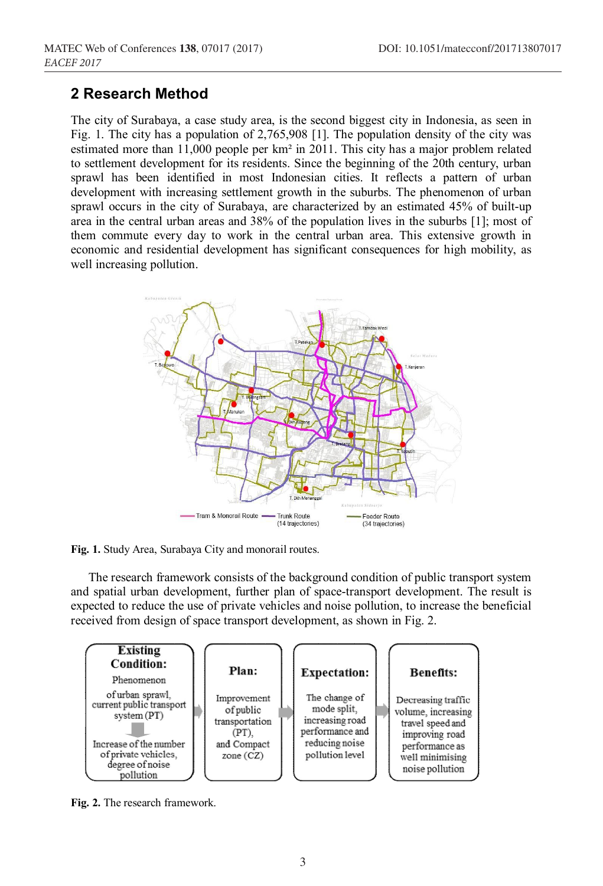## 2 Research Method

The city of Surabaya, a case study area, is the second biggest city in Indonesia, as seen in Fig. 1. The city has a population of 2,765,908 [1]. The population density of the city was estimated more than 11,000 people per km² in 2011. This city has a major problem related to settlement development for its residents. Since the beginning of the 20th century, urban sprawl has been identified in most Indonesian cities. It reflects a pattern of urban development with increasing settlement growth in the suburbs. The phenomenon of urban sprawl occurs in the city of Surabaya, are characterized by an estimated 45% of built-up area in the central urban areas and 38% of the population lives in the suburbs [1]; most of them commute every day to work in the central urban area. This extensive growth in economic and residential development has significant consequences for high mobility, as well increasing pollution.

**Fig. 1.** Study Area, Surabaya City and monorail routes.

The research framework consists of the background condition of public transport system and spatial urban development, further plan of space-transport development. The result is expected to reduce the use of private vehicles and noise pollution, to increase the beneficial received from design of space transport development, as shown in Fig. 2.

**Fig. 2.** The research framework.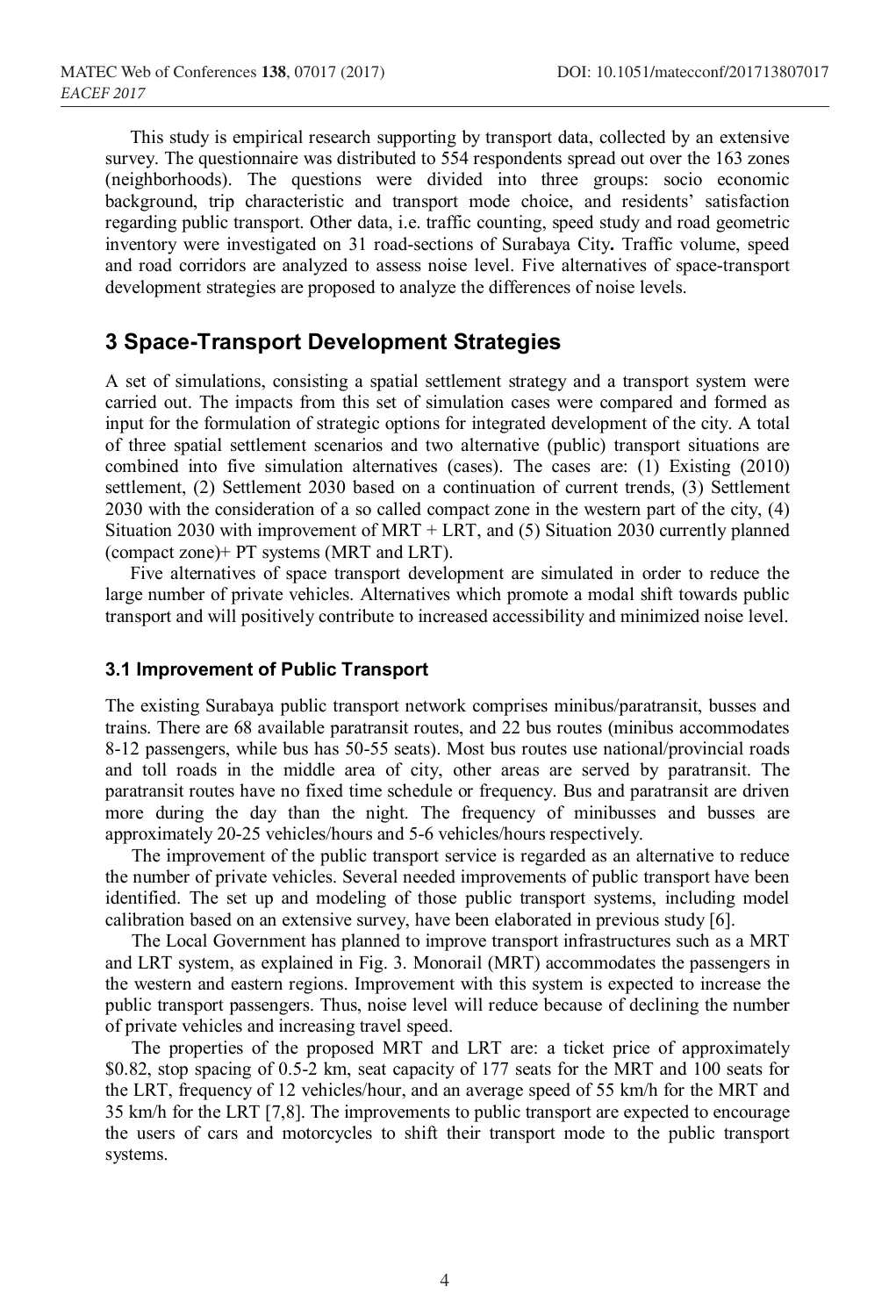This study is empirical research supporting by transport data, collected by an extensive survey. The questionnaire was distributed to 554 respondents spread out over the 163 zones (neighborhoods). The questions were divided into three groups: socio economic background, trip characteristic and transport mode choice, and residents' satisfaction regarding public transport. Other data, i.e. traffic counting, speed study and road geometric inventory were investigated on 31 road-sections of Surabaya City**.** Traffic volume, speed and road corridors are analyzed to assess noise level. Five alternatives of space-transport development strategies are proposed to analyze the differences of noise levels.

## 3 Space-Transport Development Strategies

A set of simulations, consisting a spatial settlement strategy and a transport system were carried out. The impacts from this set of simulation cases were compared and formed as input for the formulation of strategic options for integrated development of the city. A total of three spatial settlement scenarios and two alternative (public) transport situations are combined into five simulation alternatives (cases). The cases are: (1) Existing (2010) settlement, (2) Settlement 2030 based on a continuation of current trends, (3) Settlement 2030 with the consideration of a so called compact zone in the western part of the city, (4) Situation 2030 with improvement of MRT + LRT, and (5) Situation 2030 currently planned (compact zone)+ PT systems (MRT and LRT).

Five alternatives of space transport development are simulated in order to reduce the large number of private vehicles. Alternatives which promote a modal shift towards public transport and will positively contribute to increased accessibility and minimized noise level.

### 3.1 Improvement of Public Transport

The existing Surabaya public transport network comprises minibus/paratransit, busses and trains. There are 68 available paratransit routes, and 22 bus routes (minibus accommodates 8-12 passengers, while bus has 50-55 seats). Most bus routes use national/provincial roads and toll roads in the middle area of city, other areas are served by paratransit. The paratransit routes have no fixed time schedule or frequency. Bus and paratransit are driven more during the day than the night. The frequency of minibusses and busses are approximately 20-25 vehicles/hours and 5-6 vehicles/hours respectively.

The improvement of the public transport service is regarded as an alternative to reduce the number of private vehicles. Several needed improvements of public transport have been identified. The set up and modeling of those public transport systems, including model calibration based on an extensive survey, have been elaborated in previous study [6].

The Local Government has planned to improve transport infrastructures such as a MRT and LRT system, as explained in Fig. 3. Monorail (MRT) accommodates the passengers in the western and eastern regions. Improvement with this system is expected to increase the public transport passengers. Thus, noise level will reduce because of declining the number of private vehicles and increasing travel speed.

The properties of the proposed MRT and LRT are: a ticket price of approximately $0.82, stop spacing of 0.5-2 km, seat capacity of 177 seats for the MRT and 100 seats for the LRT, frequency of 12 vehicles/hour, and an average speed of 55 km/h for the MRT and 35 km/h for the LRT [7,8]. The improvements to public transport are expected to encourage the users of cars and motorcycles to shift their transport mode to the public transport systems.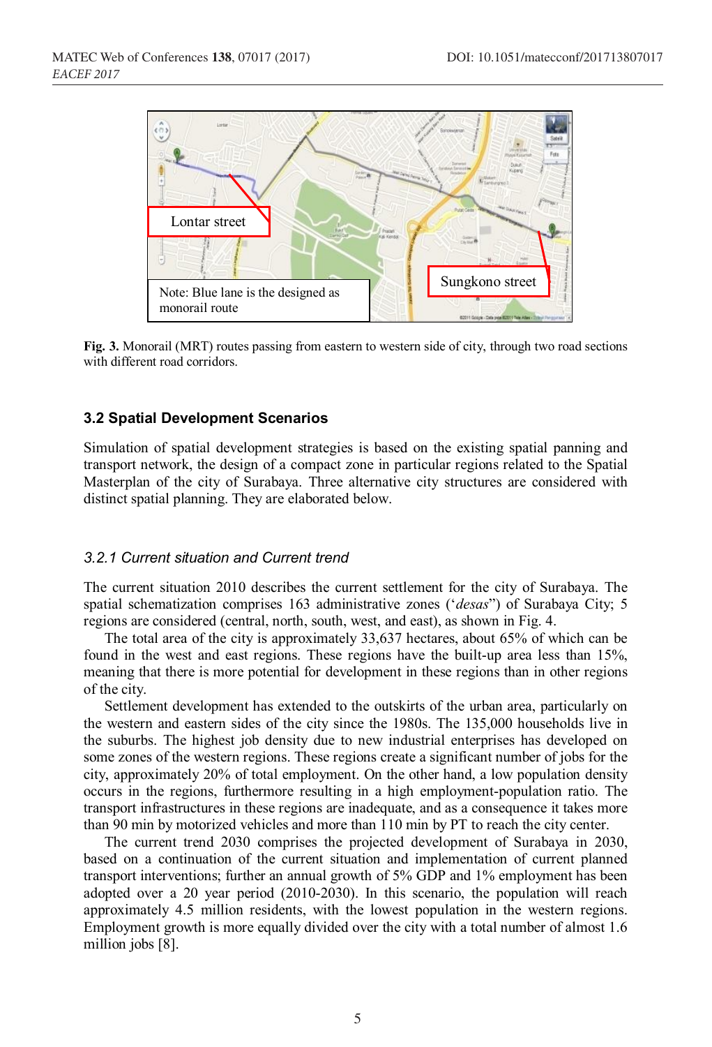Fig. 3. Monorail (MRT) routes passing from eastern to western side of city, through two road sections with different road corridors.

### 3.2 Spatial Development Scenarios

Simulation of spatial development strategies is based on the existing spatial panning and transport network, the design of a compact zone in particular regions related to the Spatial Masterplan of the city of Surabaya. Three alternative city structures are considered with distinct spatial planning. They are elaborated below.

#### *3.2.1 Current situation and Current trend*

The current situation 2010 describes the current settlement for the city of Surabaya. The spatial schematization comprises 163 administrative zones ('*desas*") of Surabaya City; 5 regions are considered (central, north, south, west, and east), as shown in Fig. 4.

The total area of the city is approximately 33,637 hectares, about 65% of which can be found in the west and east regions. These regions have the built-up area less than 15%, meaning that there is more potential for development in these regions than in other regions of the city.

Settlement development has extended to the outskirts of the urban area, particularly on the western and eastern sides of the city since the 1980s. The 135,000 households live in the suburbs. The highest job density due to new industrial enterprises has developed on some zones of the western regions. These regions create a significant number of jobs for the city, approximately 20% of total employment. On the other hand, a low population density occurs in the regions, furthermore resulting in a high employment-population ratio. The transport infrastructures in these regions are inadequate, and as a consequence it takes more than 90 min by motorized vehicles and more than 110 min by PT to reach the city center.

The current trend 2030 comprises the projected development of Surabaya in 2030, based on a continuation of the current situation and implementation of current planned transport interventions; further an annual growth of 5% GDP and 1% employment has been adopted over a 20 year period (2010-2030). In this scenario, the population will reach approximately 4.5 million residents, with the lowest population in the western regions. Employment growth is more equally divided over the city with a total number of almost 1.6 million jobs [8].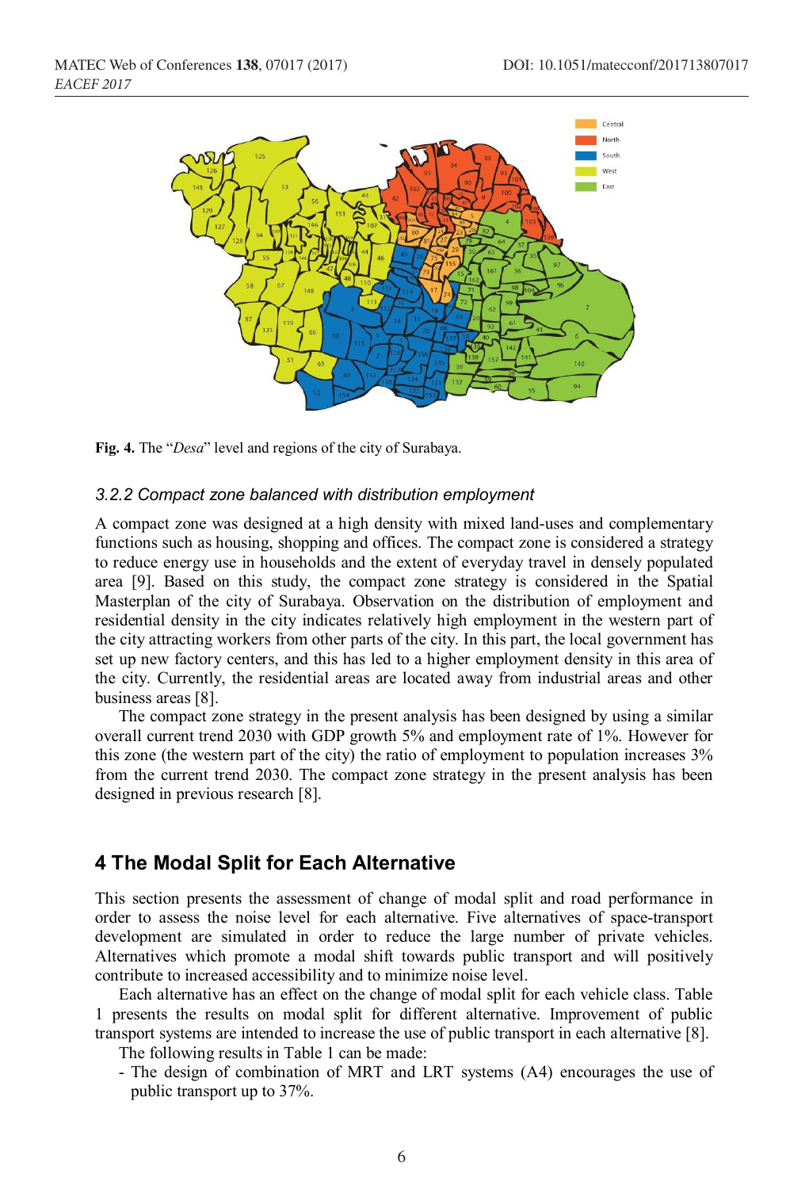Fig. 4. The "*Desa*" level and regions of the city of Surabaya.

### 3.2.2 Compact zone balanced with distribution employment

A compact zone was designed at a high density with mixed land-uses and complementary functions such as housing, shopping and offices. The compact zone is considered a strategy to reduce energy use in households and the extent of everyday travel in densely populated area [9]. Based on this study, the compact zone strategy is considered in the Spatial Masterplan of the city of Surabaya. Observation on the distribution of employment and residential density in the city indicates relatively high employment in the western part of the city attracting workers from other parts of the city. In this part, the local government has set up new factory centers, and this has led to a higher employment density in this area of the city. Currently, the residential areas are located away from industrial areas and other business areas [8].

The compact zone strategy in the present analysis has been designed by using a similar overall current trend 2030 with GDP growth 5% and employment rate of 1%. However for this zone (the western part of the city) the ratio of employment to population increases 3% from the current trend 2030. The compact zone strategy in the present analysis has been designed in previous research [8].

## 4 The Modal Split for Each Alternative

This section presents the assessment of change of modal split and road performance in order to assess the noise level for each alternative. Five alternatives of space-transport development are simulated in order to reduce the large number of private vehicles. Alternatives which promote a modal shift towards public transport and will positively contribute to increased accessibility and to minimize noise level.

Each alternative has an effect on the change of modal split for each vehicle class. Table 1 presents the results on modal split for different alternative. Improvement of public transport systems are intended to increase the use of public transport in each alternative [8].

The following results in Table 1 can be made:

- The design of combination of MRT and LRT systems (A4) encourages the use of public transport up to 37%.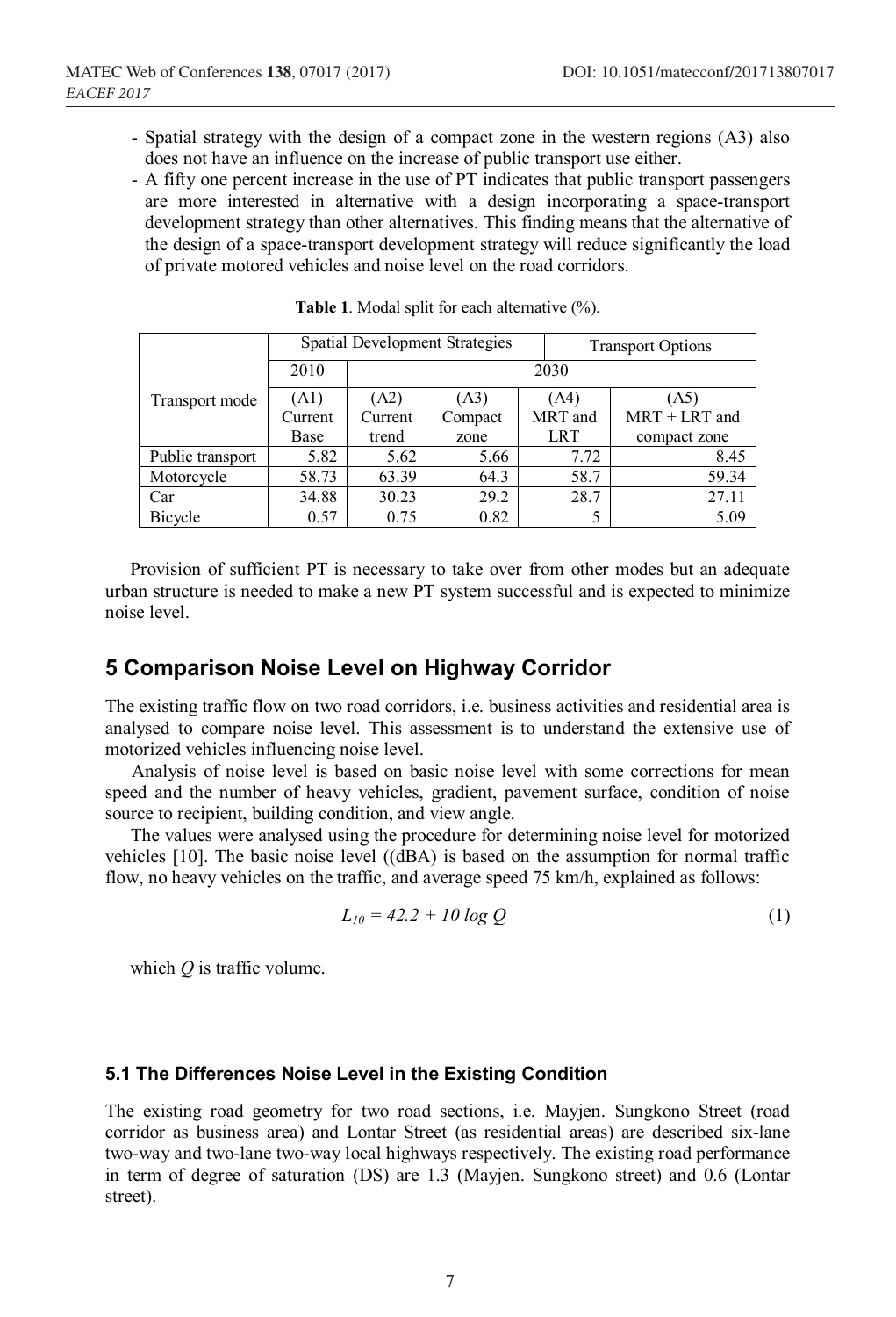- Spatial strategy with the design of a compact zone in the western regions (A3) also does not have an influence on the increase of public transport use either.
- A fifty one percent increase in the use of PT indicates that public transport passengers are more interested in alternative with a design incorporating a space-transport development strategy than other alternatives. This finding means that the alternative of the design of a space-transport development strategy will reduce significantly the load of private motored vehicles and noise level on the road corridors.

**Table 1**. Modal split for each alternative (%).

| Transport mode | Spatial Development Strategies | | | Transport Options | |
|---|---|---|---|---|---|
| | 2010 | 2030 | | | |
| | (A1) Current Base | (A2) Current trend | (A3) Compact zone | (A4) MRT and LRT | (A5) MRT + LRT and compact zone |
| Public transport | 5.82 | 5.62 | 5.66 | 7.72 | 8.45 |
| Motorcycle | 58.73 | 63.39 | 64.3 | 58.7 | 59.34 |
| Car | 34.88 | 30.23 | 29.2 | 28.7 | 27.11 |
| Bicycle | 0.57 | 0.75 | 0.82 | 5 | 5.09 |

Provision of sufficient PT is necessary to take over from other modes but an adequate urban structure is needed to make a new PT system successful and is expected to minimize noise level.

## 5 Comparison Noise Level on Highway Corridor

The existing traffic flow on two road corridors, i.e. business activities and residential area is analysed to compare noise level. This assessment is to understand the extensive use of motorized vehicles influencing noise level.

Analysis of noise level is based on basic noise level with some corrections for mean speed and the number of heavy vehicles, gradient, pavement surface, condition of noise source to recipient, building condition, and view angle.

The values were analysed using the procedure for determining noise level for motorized vehicles [10]. The basic noise level ((dBA) is based on the assumption for normal traffic flow, no heavy vehicles on the traffic, and average speed 75 km/h, explained as follows:

$$L_{10} = 42.2 + 10 \log Q \tag{1}$$

which $Q$ is traffic volume.

### 5.1 The Differences Noise Level in the Existing Condition

The existing road geometry for two road sections, i.e. Mayjen. Sungkono Street (road corridor as business area) and Lontar Street (as residential areas) are described six-lane two-way and two-lane two-way local highways respectively. The existing road performance in term of degree of saturation (DS) are 1.3 (Mayjen. Sungkono street) and 0.6 (Lontar street).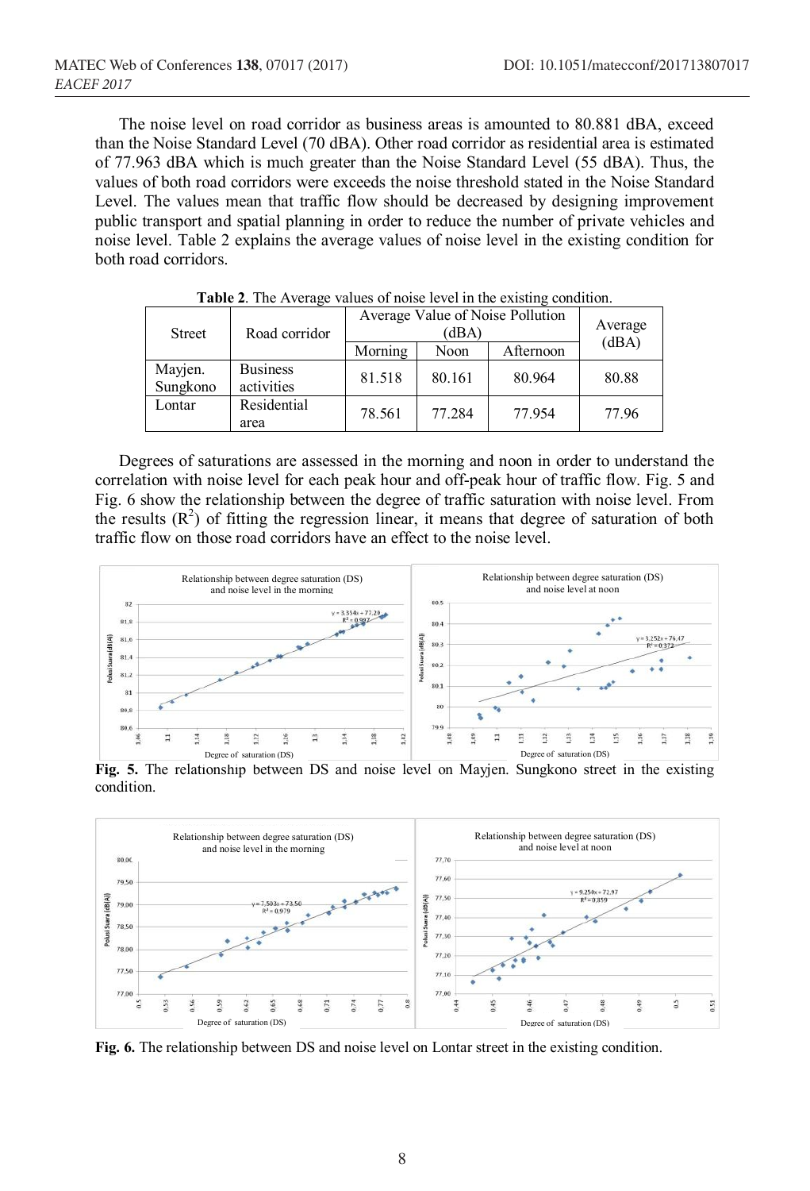The noise level on road corridor as business areas is amounted to 80.881 dBA, exceed than the Noise Standard Level (70 dBA). Other road corridor as residential area is estimated of 77.963 dBA which is much greater than the Noise Standard Level (55 dBA). Thus, the values of both road corridors were exceeds the noise threshold stated in the Noise Standard Level. The values mean that traffic flow should be decreased by designing improvement public transport and spatial planning in order to reduce the number of private vehicles and noise level. Table 2 explains the average values of noise level in the existing condition for both road corridors.

**Table 2**. The Average values of noise level in the existing condition.

| Street | Road corridor | Average Value of Noise Pollution (dBA) | | | Average (dBA) |
|---|---|---|---|---|---|
| | | Morning | Noon | Afternoon | |
| Mayjen. Sungkono | Business activities | 81.518 | 80.161 | 80.964 | 80.88 |
| Lontar | Residential area | 78.561 | 77.284 | 77.954 | 77.96 |

Degrees of saturations are assessed in the morning and noon in order to understand the correlation with noise level for each peak hour and off-peak hour of traffic flow. Fig. 5 and Fig. 6 show the relationship between the degree of traffic saturation with noise level. From the results ($R^2$) of fitting the regression linear, it means that degree of saturation of both traffic flow on those road corridors have an effect to the noise level.

**Fig. 5.** The relationship between DS and noise level on Mayjen. Sungkono street in the existing condition.

**Fig. 6.** The relationship between DS and noise level on Lontar street in the existing condition.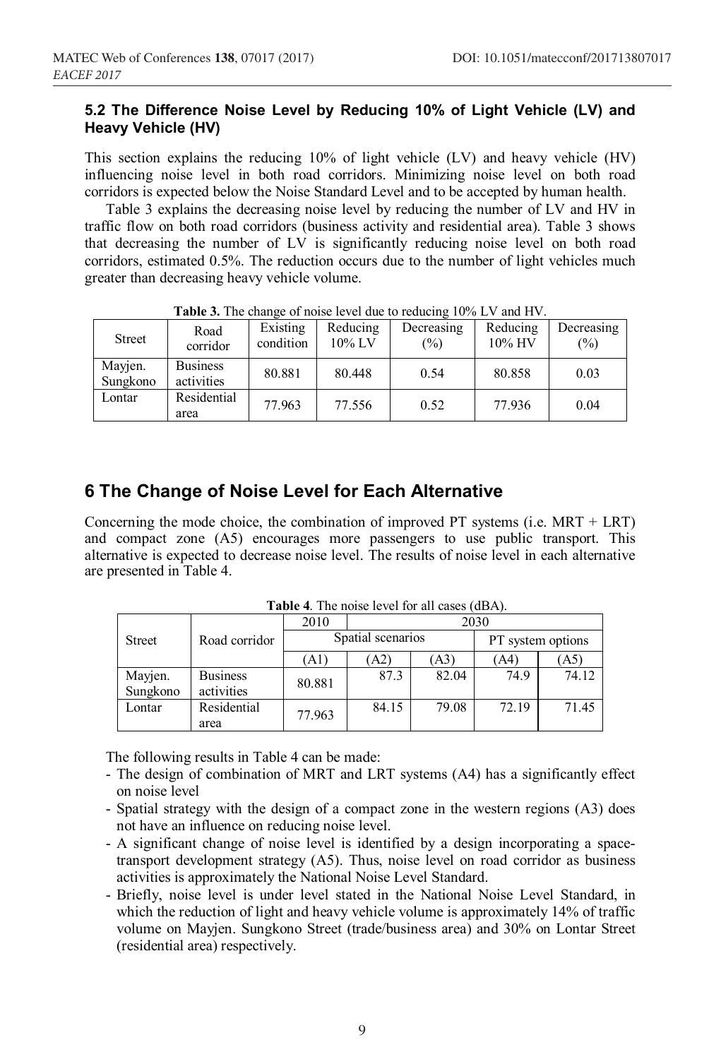### 5.2 The Difference Noise Level by Reducing 10% of Light Vehicle (LV) and Heavy Vehicle (HV)

This section explains the reducing 10% of light vehicle (LV) and heavy vehicle (HV) influencing noise level in both road corridors. Minimizing noise level on both road corridors is expected below the Noise Standard Level and to be accepted by human health.

Table 3 explains the decreasing noise level by reducing the number of LV and HV in traffic flow on both road corridors (business activity and residential area). Table 3 shows that decreasing the number of LV is significantly reducing noise level on both road corridors, estimated 0.5%. The reduction occurs due to the number of light vehicles much greater than decreasing heavy vehicle volume.

**Table 3.** The change of noise level due to reducing 10% LV and HV.

| Street | Road corridor | Existing condition | Reducing 10% LV | Decreasing (%) | Reducing 10% HV | Decreasing (%) |
|---|---|---|---|---|---|---|
| Mayjen. Sungkono | Business activities | 80.881 | 80.448 | 0.54 | 80.858 | 0.03 |
| Lontar | Residential area | 77.963 | 77.556 | 0.52 | 77.936 | 0.04 |

## 6 The Change of Noise Level for Each Alternative

Concerning the mode choice, the combination of improved PT systems (i.e. MRT + LRT) and compact zone (A5) encourages more passengers to use public transport. This alternative is expected to decrease noise level. The results of noise level in each alternative are presented in Table 4.

**Table 4**. The noise level for all cases (dBA).

| Street | Road corridor | 2010 | 2030 | | | |
|---|---|---|---|---|---|---|
| | | Spatial scenarios | | | PT system options | |
| | | (A1) | (A2) | (A3) | (A4) | (A5) |
| Mayjen. Sungkono | Business activities | 80.881 | 87.3 | 82.04 | 74.9 | 74.12 |
| Lontar | Residential area | 77.963 | 84.15 | 79.08 | 72.19 | 71.45 |

The following results in Table 4 can be made:

- The design of combination of MRT and LRT systems (A4) has a significantly effect on noise level
- Spatial strategy with the design of a compact zone in the western regions (A3) does not have an influence on reducing noise level.
- A significant change of noise level is identified by a design incorporating a space-transport development strategy (A5). Thus, noise level on road corridor as business activities is approximately the National Noise Level Standard.
- Briefly, noise level is under level stated in the National Noise Level Standard, in which the reduction of light and heavy vehicle volume is approximately 14% of traffic volume on Mayjen. Sungkono Street (trade/business area) and 30% on Lontar Street (residential area) respectively.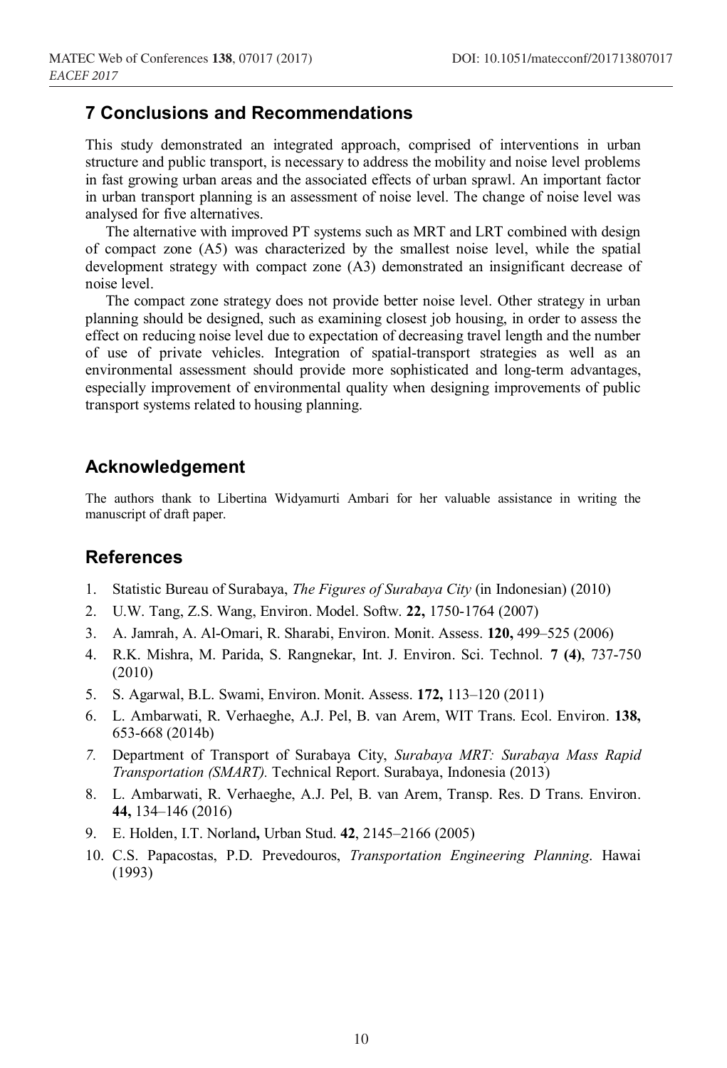## 7 Conclusions and Recommendations

This study demonstrated an integrated approach, comprised of interventions in urban structure and public transport, is necessary to address the mobility and noise level problems in fast growing urban areas and the associated effects of urban sprawl. An important factor in urban transport planning is an assessment of noise level. The change of noise level was analysed for five alternatives.

The alternative with improved PT systems such as MRT and LRT combined with design of compact zone (A5) was characterized by the smallest noise level, while the spatial development strategy with compact zone (A3) demonstrated an insignificant decrease of noise level.

The compact zone strategy does not provide better noise level. Other strategy in urban planning should be designed, such as examining closest job housing, in order to assess the effect on reducing noise level due to expectation of decreasing travel length and the number of use of private vehicles. Integration of spatial-transport strategies as well as an environmental assessment should provide more sophisticated and long-term advantages, especially improvement of environmental quality when designing improvements of public transport systems related to housing planning.

## Acknowledgement

The authors thank to Libertina Widyamurti Ambari for her valuable assistance in writing the manuscript of draft paper.

## References

1. Statistic Bureau of Surabaya, *The Figures of Surabaya City* (in Indonesian) (2010)
2. U.W. Tang, Z.S. Wang, Environ. Model. Softw. **22,** 1750-1764 (2007)
3. A. Jamrah, A. Al-Omari, R. Sharabi, Environ. Monit. Assess. **120,** 499–525 (2006)
4. R.K. Mishra, M. Parida, S. Rangnekar, Int. J. Environ. Sci. Technol. **7 (4)**, 737-750 (2010)
5. S. Agarwal, B.L. Swami, Environ. Monit. Assess. **172,** 113–120 (2011)
6. L. Ambarwati, R. Verhaeghe, A.J. Pel, B. van Arem, WIT Trans. Ecol. Environ. **138,** 653-668 (2014b)
7. Department of Transport of Surabaya City, *Surabaya MRT: Surabaya Mass Rapid Transportation (SMART).* Technical Report. Surabaya, Indonesia (2013)
8. L. Ambarwati, R. Verhaeghe, A.J. Pel, B. van Arem, Transp. Res. D Trans. Environ. **44,** 134–146 (2016)
9. E. Holden, I.T. Norland**,** Urban Stud. **42**, 2145–2166 (2005)
10. C.S. Papacostas, P.D. Prevedouros, *Transportation Engineering Planning*. Hawai (1993)